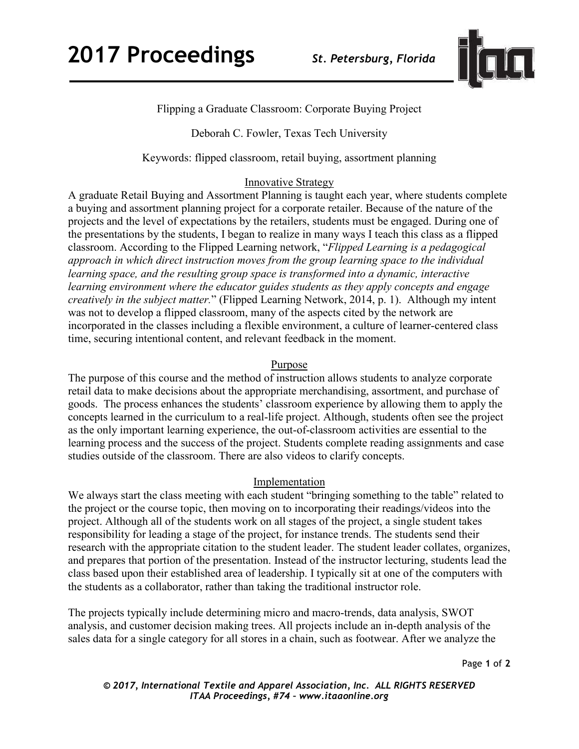Flipping a Graduate Classroom: Corporate Buying Project

Deborah C. Fowler, Texas Tech University

Keywords: flipped classroom, retail buying, assortment planning

## Innovative Strategy

A graduate Retail Buying and Assortment Planning is taught each year, where students complete a buying and assortment planning project for a corporate retailer. Because of the nature of the projects and the level of expectations by the retailers, students must be engaged. During one of the presentations by the students, I began to realize in many ways I teach this class as a flipped classroom. According to the Flipped Learning network, "*Flipped Learning is a pedagogical approach in which direct instruction moves from the group learning space to the individual learning space, and the resulting group space is transformed into a dynamic, interactive learning environment where the educator guides students as they apply concepts and engage creatively in the subject matter.*" (Flipped Learning Network, 2014, p. 1). Although my intent was not to develop a flipped classroom, many of the aspects cited by the network are incorporated in the classes including a flexible environment, a culture of learner-centered class time, securing intentional content, and relevant feedback in the moment.

## Purpose

The purpose of this course and the method of instruction allows students to analyze corporate retail data to make decisions about the appropriate merchandising, assortment, and purchase of goods. The process enhances the students' classroom experience by allowing them to apply the concepts learned in the curriculum to a real-life project. Although, students often see the project as the only important learning experience, the out-of-classroom activities are essential to the learning process and the success of the project. Students complete reading assignments and case studies outside of the classroom. There are also videos to clarify concepts.

## Implementation

We always start the class meeting with each student "bringing something to the table" related to the project or the course topic, then moving on to incorporating their readings/videos into the project. Although all of the students work on all stages of the project, a single student takes responsibility for leading a stage of the project, for instance trends. The students send their research with the appropriate citation to the student leader. The student leader collates, organizes, and prepares that portion of the presentation. Instead of the instructor lecturing, students lead the class based upon their established area of leadership. I typically sit at one of the computers with the students as a collaborator, rather than taking the traditional instructor role.

The projects typically include determining micro and macro-trends, data analysis, SWOT analysis, and customer decision making trees. All projects include an in-depth analysis of the sales data for a single category for all stores in a chain, such as footwear. After we analyze the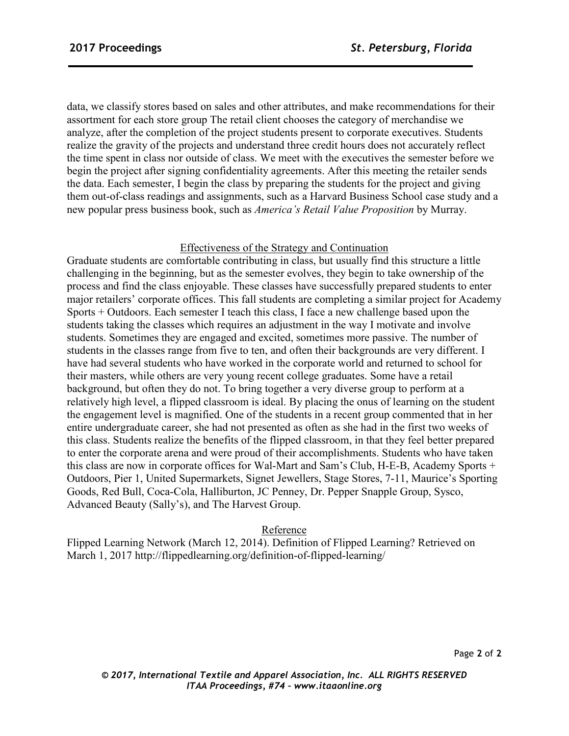data, we classify stores based on sales and other attributes, and make recommendations for their assortment for each store group The retail client chooses the category of merchandise we analyze, after the completion of the project students present to corporate executives. Students realize the gravity of the projects and understand three credit hours does not accurately reflect the time spent in class nor outside of class. We meet with the executives the semester before we begin the project after signing confidentiality agreements. After this meeting the retailer sends the data. Each semester, I begin the class by preparing the students for the project and giving them out-of-class readings and assignments, such as a Harvard Business School case study and a new popular press business book, such as *America's Retail Value Proposition* by Murray.

## Effectiveness of the Strategy and Continuation

Graduate students are comfortable contributing in class, but usually find this structure a little challenging in the beginning, but as the semester evolves, they begin to take ownership of the process and find the class enjoyable. These classes have successfully prepared students to enter major retailers' corporate offices. This fall students are completing a similar project for Academy Sports + Outdoors. Each semester I teach this class, I face a new challenge based upon the students taking the classes which requires an adjustment in the way I motivate and involve students. Sometimes they are engaged and excited, sometimes more passive. The number of students in the classes range from five to ten, and often their backgrounds are very different. I have had several students who have worked in the corporate world and returned to school for their masters, while others are very young recent college graduates. Some have a retail background, but often they do not. To bring together a very diverse group to perform at a relatively high level, a flipped classroom is ideal. By placing the onus of learning on the student the engagement level is magnified. One of the students in a recent group commented that in her entire undergraduate career, she had not presented as often as she had in the first two weeks of this class. Students realize the benefits of the flipped classroom, in that they feel better prepared to enter the corporate arena and were proud of their accomplishments. Students who have taken this class are now in corporate offices for Wal-Mart and Sam's Club, H-E-B, Academy Sports + Outdoors, Pier 1, United Supermarkets, Signet Jewellers, Stage Stores, 7-11, Maurice's Sporting Goods, Red Bull, Coca-Cola, Halliburton, JC Penney, Dr. Pepper Snapple Group, Sysco, Advanced Beauty (Sally's), and The Harvest Group.

## Reference

Flipped Learning Network (March 12, 2014). Definition of Flipped Learning? Retrieved on March 1, 2017 http://flippedlearning.org/definition-of-flipped-learning/